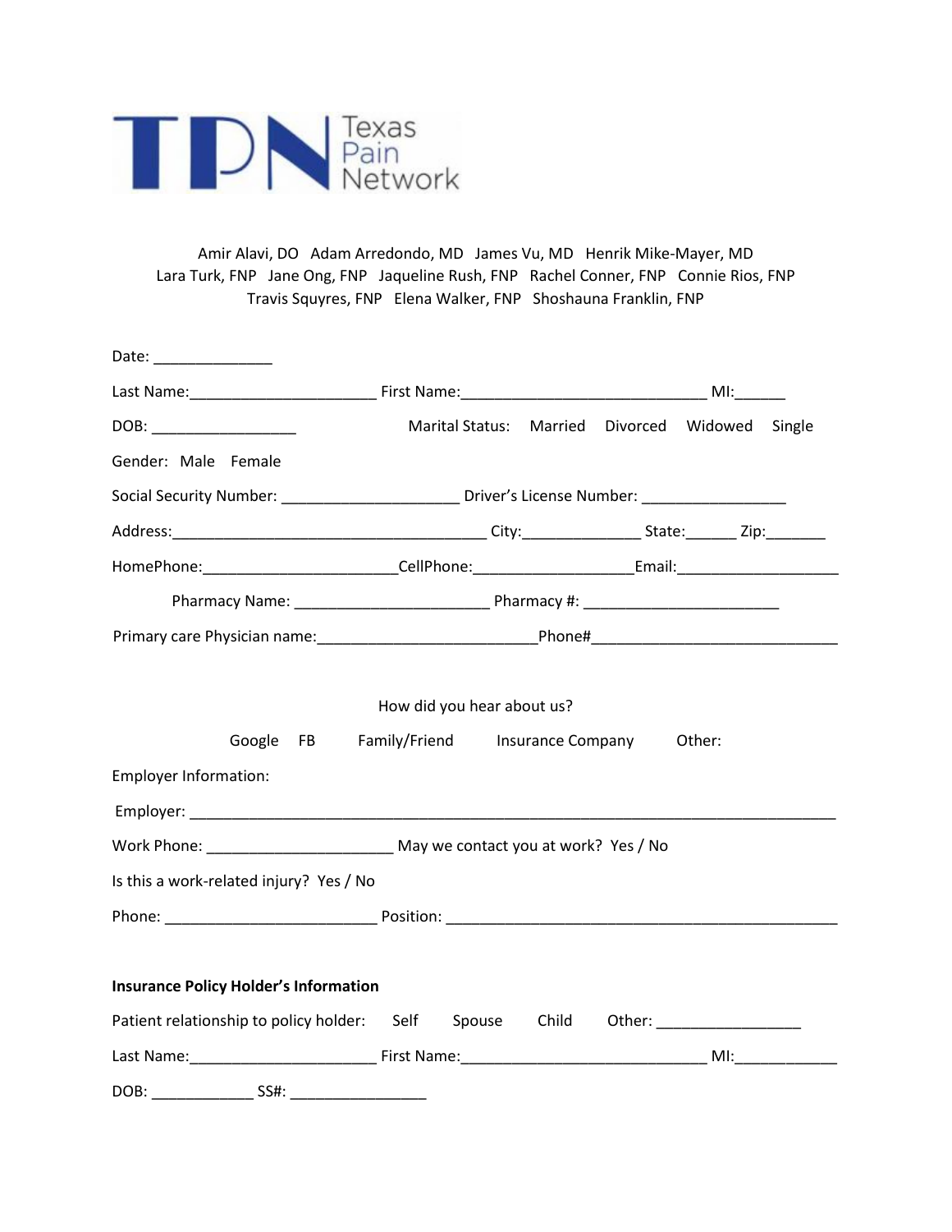TPN Texas Pain Network

Amir Alavi, DO   Adam Arredondo, MD   James Vu, MD   Henrik Mike-Mayer, MD
Lara Turk, FNP   Jane Ong, FNP   Jaqueline Rush, FNP   Rachel Conner, FNP   Connie Rios, FNP
Travis Squyres, FNP   Elena Walker, FNP   Shoshauna Franklin, FNP

Date: ______________

Last Name:______________________ First Name:_____________________________ MI:______

DOB: _________________   Marital Status:   Married   Divorced   Widowed   Single

Gender:  Male   Female

Social Security Number: _____________________ Driver's License Number: _________________

Address:_____________________________________ City:______________ State:______ Zip:_______

HomePhone:_______________________CellPhone:__________________Email:___________________

Pharmacy Name: _______________________ Pharmacy #: _______________________

Primary care Physician name:_________________________Phone#_____________________________

How did you hear about us?

Google   FB   Family/Friend   Insurance Company   Other:

Employer Information:

Employer: ______________________________________________________________________________

Work Phone: ______________________ May we contact you at work?  Yes / No

Is this a work-related injury?  Yes / No

Phone: ________________________ Position: ______________________________________________

**Insurance Policy Holder's Information**

Patient relationship to policy holder:   Self   Spouse   Child   Other: _________________

Last Name:______________________ First Name:_____________________________ MI:____________

DOB: ____________ SS#: ________________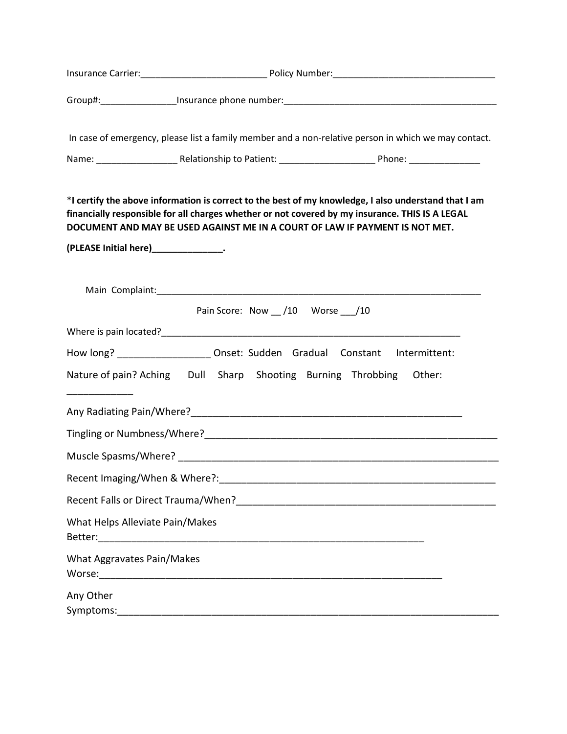Insurance Carrier:_________________________ Policy Number:________________________________

Group#:_______________Insurance phone number:___________________________________________

In case of emergency, please list a family member and a non-relative person in which we may contact.

Name: ________________ Relationship to Patient: ___________________ Phone: ______________

***I certify the above information is correct to the best of my knowledge, I also understand that I am financially responsible for all charges whether or not covered by my insurance. THIS IS A LEGAL DOCUMENT AND MAY BE USED AGAINST ME IN A COURT OF LAW IF PAYMENT IS NOT MET.**

**(PLEASE Initial here)______________.**

Main Complaint:_________________________________________________________________

Pain Score: Now __ /10 Worse ___/10

Where is pain located?_____________________________________________________________

How long? _________________ Onset: Sudden Gradual Constant Intermittent:

Nature of pain? Aching Dull Sharp Shooting Burning Throbbing Other: ____________

Any Radiating Pain/Where?___________________________________________________

Tingling or Numbness/Where?__________________________________________________

Muscle Spasms/Where? ______________________________________________________

Recent Imaging/When & Where?:_______________________________________________

Recent Falls or Direct Trauma/When?___________________________________________

What Helps Alleviate Pain/Makes Better:__________________________________________________________

What Aggravates Pain/Makes Worse:_____________________________________________________________

Any Other Symptoms:__________________________________________________________________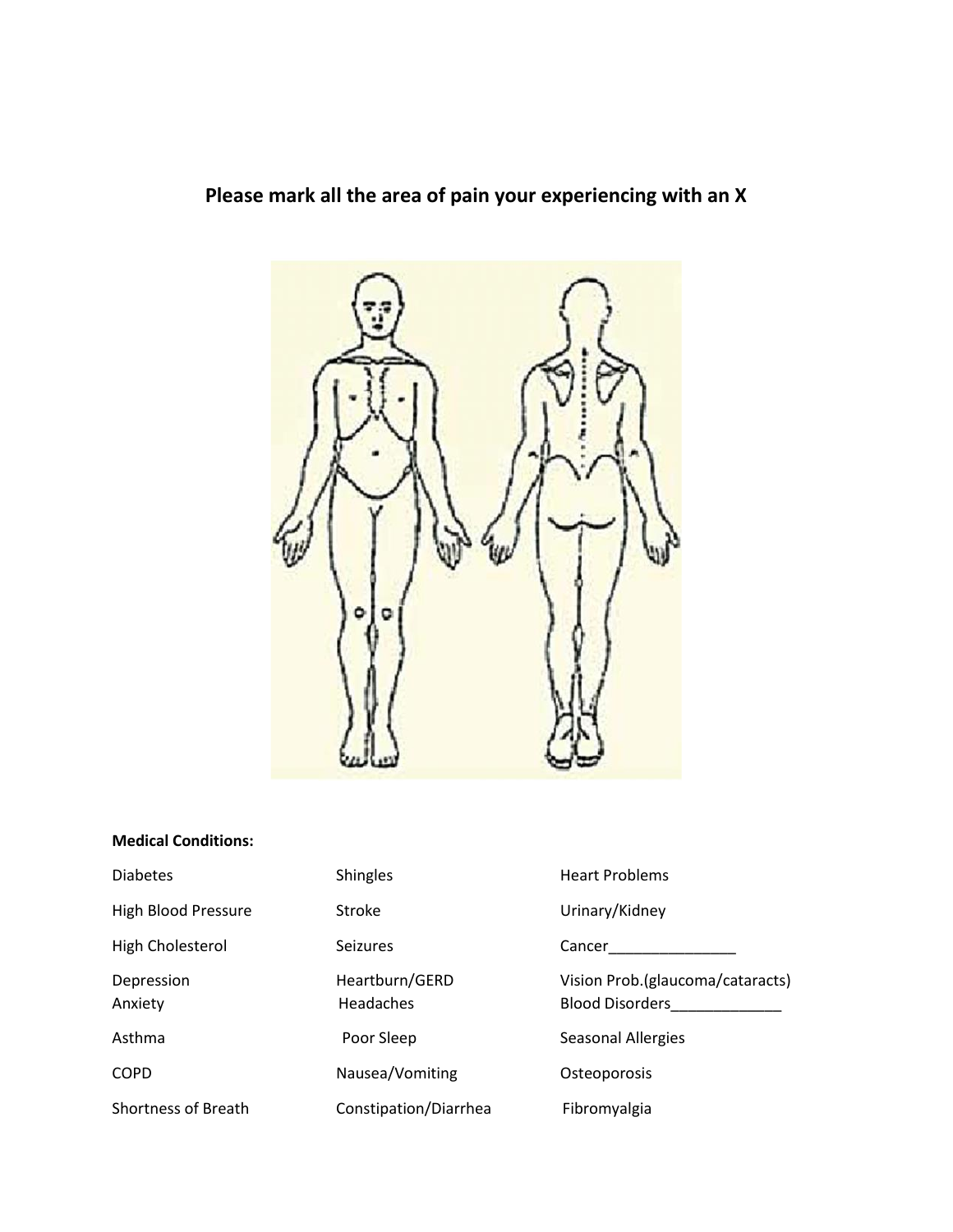**Please mark all the area of pain your experiencing with an X**

**Medical Conditions:**

| | | |
|---|---|---|
| Diabetes | Shingles | Heart Problems |
| High Blood Pressure | Stroke | Urinary/Kidney |
| High Cholesterol | Seizures | Cancer_______________ |
| Depression | Heartburn/GERD | Vision Prob.(glaucoma/cataracts) |
| Anxiety | Headaches | Blood Disorders_____________ |
| Asthma | Poor Sleep | Seasonal Allergies |
| COPD | Nausea/Vomiting | Osteoporosis |
| Shortness of Breath | Constipation/Diarrhea | Fibromyalgia |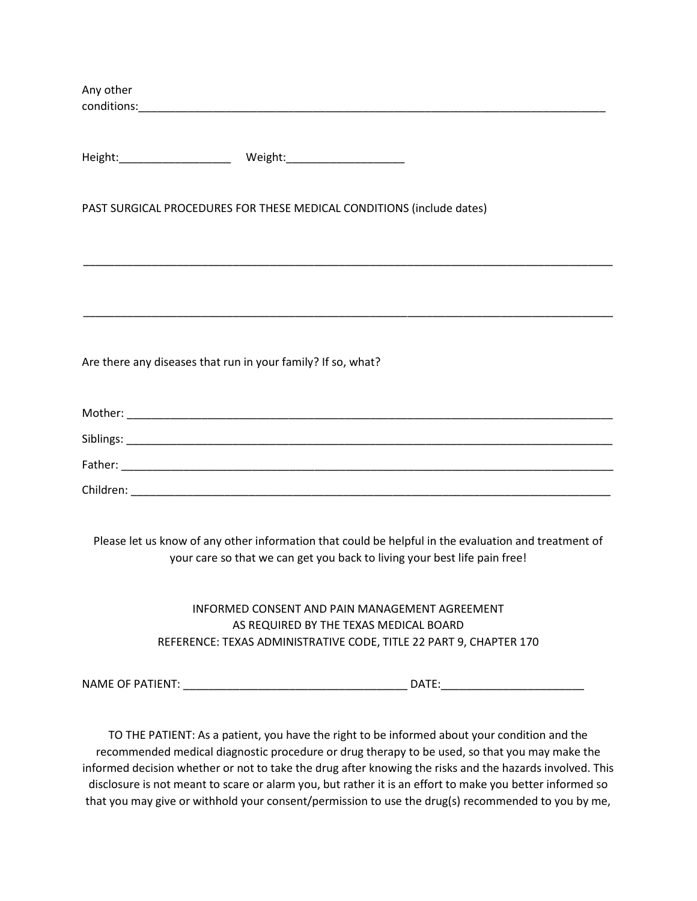Any other conditions:_______________________________________________________________________________

Height:__________________ Weight:___________________

PAST SURGICAL PROCEDURES FOR THESE MEDICAL CONDITIONS (include dates)

_________________________________________________________________________________________

_________________________________________________________________________________________

Are there any diseases that run in your family? If so, what?

Mother: _________________________________________________________________________________

Siblings: ________________________________________________________________________________

Father: _________________________________________________________________________________

Children: ________________________________________________________________________________

Please let us know of any other information that could be helpful in the evaluation and treatment of your care so that we can get you back to living your best life pain free!

INFORMED CONSENT AND PAIN MANAGEMENT AGREEMENT
AS REQUIRED BY THE TEXAS MEDICAL BOARD
REFERENCE: TEXAS ADMINISTRATIVE CODE, TITLE 22 PART 9, CHAPTER 170

NAME OF PATIENT: ____________________________________ DATE:_______________________

TO THE PATIENT: As a patient, you have the right to be informed about your condition and the recommended medical diagnostic procedure or drug therapy to be used, so that you may make the informed decision whether or not to take the drug after knowing the risks and the hazards involved. This disclosure is not meant to scare or alarm you, but rather it is an effort to make you better informed so that you may give or withhold your consent/permission to use the drug(s) recommended to you by me,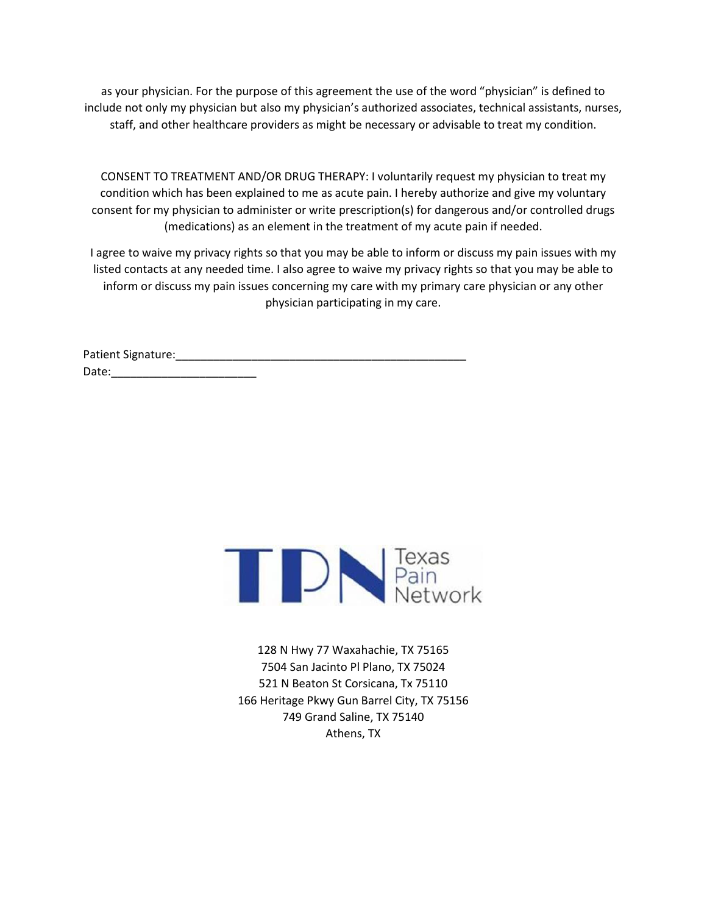as your physician. For the purpose of this agreement the use of the word "physician" is defined to include not only my physician but also my physician's authorized associates, technical assistants, nurses, staff, and other healthcare providers as might be necessary or advisable to treat my condition.

CONSENT TO TREATMENT AND/OR DRUG THERAPY: I voluntarily request my physician to treat my condition which has been explained to me as acute pain. I hereby authorize and give my voluntary consent for my physician to administer or write prescription(s) for dangerous and/or controlled drugs (medications) as an element in the treatment of my acute pain if needed.

I agree to waive my privacy rights so that you may be able to inform or discuss my pain issues with my listed contacts at any needed time. I also agree to waive my privacy rights so that you may be able to inform or discuss my pain issues concerning my care with my primary care physician or any other physician participating in my care.

Patient Signature:_______________________________________________

Date:_______________________

TPN Texas Pain Network

128 N Hwy 77 Waxahachie, TX 75165
7504 San Jacinto Pl Plano, TX 75024
521 N Beaton St Corsicana, Tx 75110
166 Heritage Pkwy Gun Barrel City, TX 75156
749 Grand Saline, TX 75140
Athens, TX